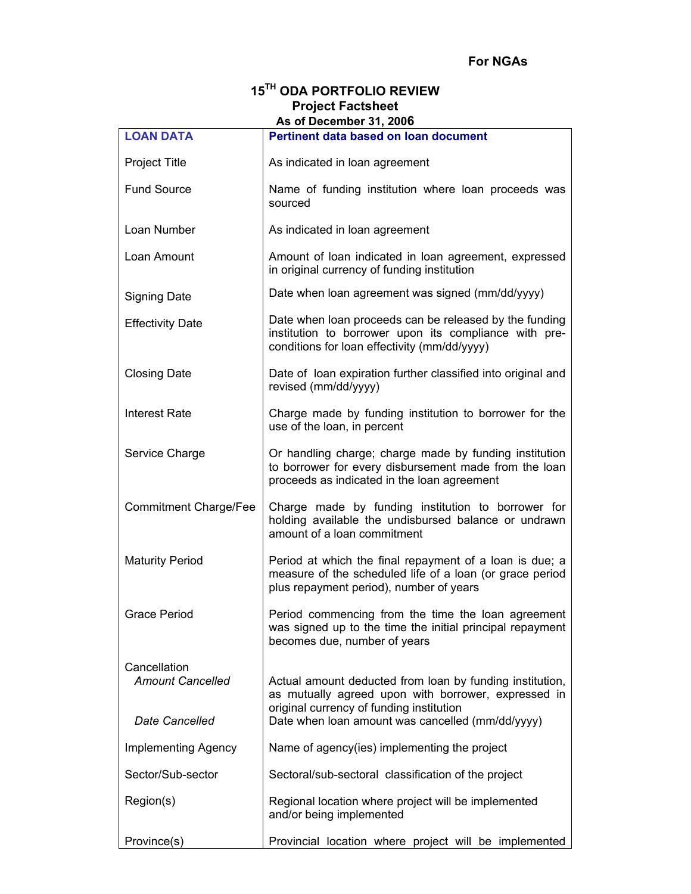**For NGAs**

# 15TH ODA PORTFOLIO REVIEW
## Project Factsheet
### As of December 31, 2006

| **LOAN DATA** | **Pertinent data based on loan document** |
|---|---|
| Project Title | As indicated in loan agreement |
| Fund Source | Name of funding institution where loan proceeds was sourced |
| Loan Number | As indicated in loan agreement |
| Loan Amount | Amount of loan indicated in loan agreement, expressed in original currency of funding institution |
| Signing Date | Date when loan agreement was signed (mm/dd/yyyy) |
| Effectivity Date | Date when loan proceeds can be released by the funding institution to borrower upon its compliance with pre-conditions for loan effectivity (mm/dd/yyyy) |
| Closing Date | Date of loan expiration further classified into original and revised (mm/dd/yyyy) |
| Interest Rate | Charge made by funding institution to borrower for the use of the loan, in percent |
| Service Charge | Or handling charge; charge made by funding institution to borrower for every disbursement made from the loan proceeds as indicated in the loan agreement |
| Commitment Charge/Fee | Charge made by funding institution to borrower for holding available the undisbursed balance or undrawn amount of a loan commitment |
| Maturity Period | Period at which the final repayment of a loan is due; a measure of the scheduled life of a loan (or grace period plus repayment period), number of years |
| Grace Period | Period commencing from the time the loan agreement was signed up to the time the initial principal repayment becomes due, number of years |
| Cancellation | |
| *Amount Cancelled* | Actual amount deducted from loan by funding institution, as mutually agreed upon with borrower, expressed in original currency of funding institution |
| *Date Cancelled* | Date when loan amount was cancelled (mm/dd/yyyy) |
| Implementing Agency | Name of agency(ies) implementing the project |
| Sector/Sub-sector | Sectoral/sub-sectoral classification of the project |
| Region(s) | Regional location where project will be implemented and/or being implemented |
| Province(s) | Provincial location where project will be implemented |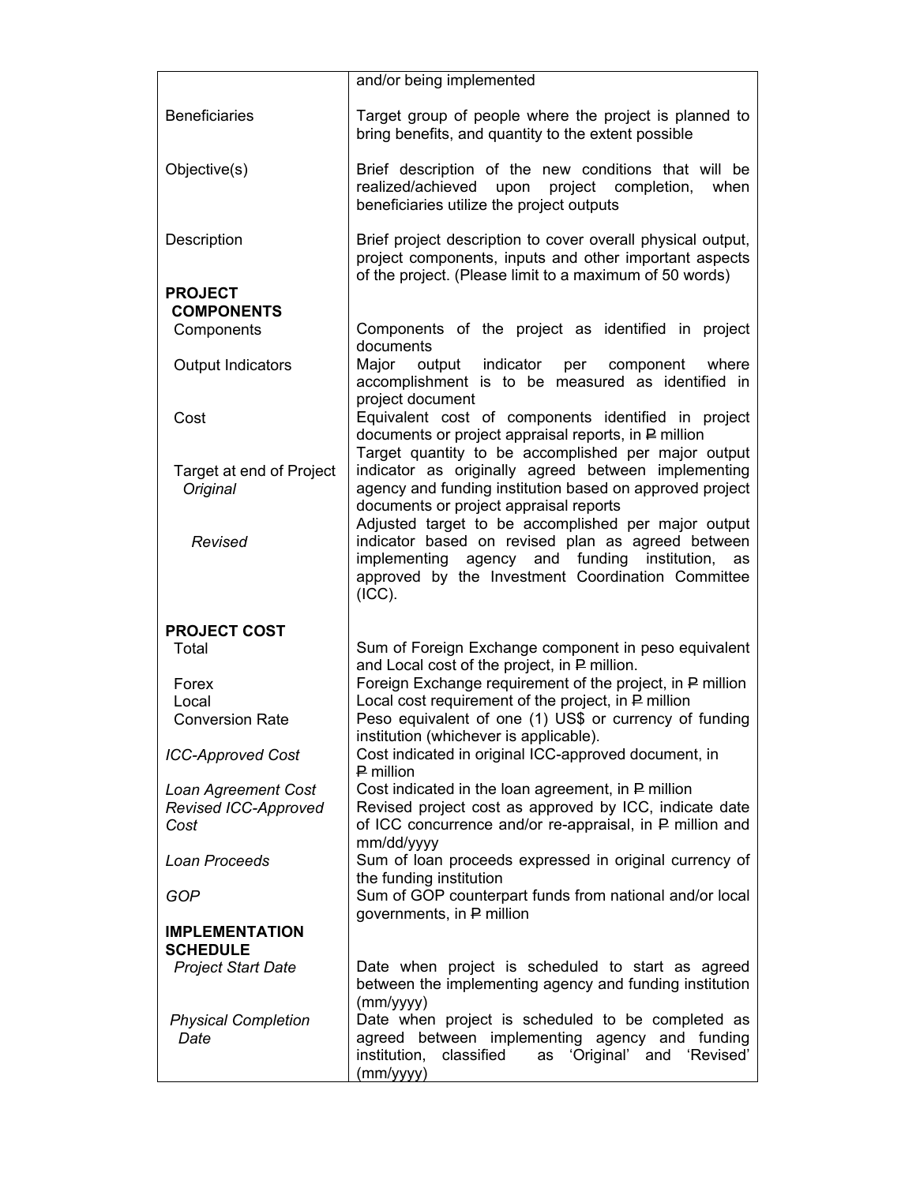| | |
|---|---|
| | and/or being implemented |
| Beneficiaries | Target group of people where the project is planned to bring benefits, and quantity to the extent possible |
| Objective(s) | Brief description of the new conditions that will be realized/achieved upon project completion, when beneficiaries utilize the project outputs |
| Description | Brief project description to cover overall physical output, project components, inputs and other important aspects of the project. (Please limit to a maximum of 50 words) |
| **PROJECT COMPONENTS** | |
| Components | Components of the project as identified in project documents |
| Output Indicators | Major output indicator per component where accomplishment is to be measured as identified in project document |
| Cost | Equivalent cost of components identified in project documents or project appraisal reports, in ₱ million |
| Target at end of Project *Original* | Target quantity to be accomplished per major output indicator as originally agreed between implementing agency and funding institution based on approved project documents or project appraisal reports |
| *Revised* | Adjusted target to be accomplished per major output indicator based on revised plan as agreed between implementing agency and funding institution, as approved by the Investment Coordination Committee (ICC). |
| **PROJECT COST** | |
| Total | Sum of Foreign Exchange component in peso equivalent and Local cost of the project, in ₱ million. |
| Forex | Foreign Exchange requirement of the project, in ₱ million |
| Local | Local cost requirement of the project, in ₱ million |
| Conversion Rate | Peso equivalent of one (1) US$ or currency of funding institution (whichever is applicable). |
| *ICC-Approved Cost* | Cost indicated in original ICC-approved document, in ₱ million |
| *Loan Agreement Cost* | Cost indicated in the loan agreement, in ₱ million |
| *Revised ICC-Approved Cost* | Revised project cost as approved by ICC, indicate date of ICC concurrence and/or re-appraisal, in ₱ million and mm/dd/yyyy |
| *Loan Proceeds* | Sum of loan proceeds expressed in original currency of the funding institution |
| *GOP* | Sum of GOP counterpart funds from national and/or local governments, in ₱ million |
| **IMPLEMENTATION SCHEDULE** | |
| *Project Start Date* | Date when project is scheduled to start as agreed between the implementing agency and funding institution (mm/yyyy) |
| *Physical Completion Date* | Date when project is scheduled to be completed as agreed between implementing agency and funding institution, classified as 'Original' and 'Revised' (mm/yyyy) |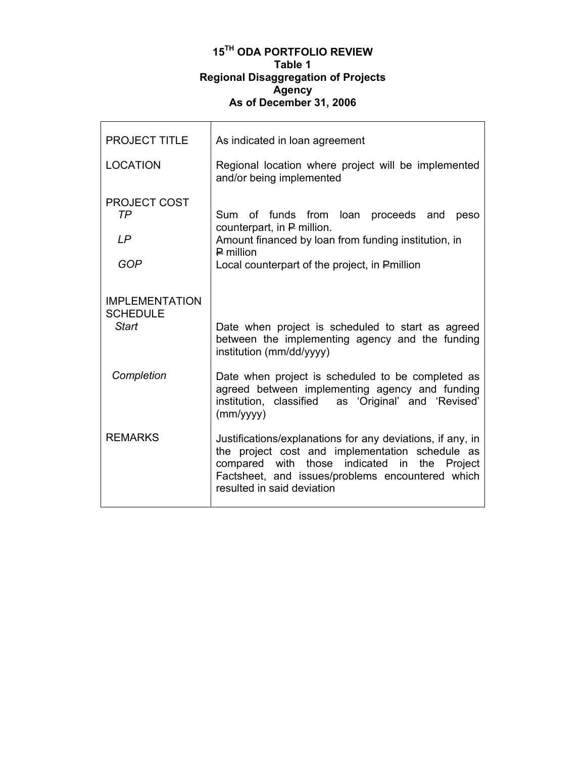# 15TH ODA PORTFOLIO REVIEW
## Table 1
## Regional Disaggregation of Projects
## Agency
## As of December 31, 2006

| | |
|---|---|
| PROJECT TITLE | As indicated in loan agreement |
| LOCATION | Regional location where project will be implemented and/or being implemented |
| PROJECT COST | |
| *TP* | Sum of funds from loan proceeds and peso counterpart, in ₱ million. |
| *LP* | Amount financed by loan from funding institution, in ₱ million |
| *GOP* | Local counterpart of the project, in ₱million |
| IMPLEMENTATION SCHEDULE | |
| *Start* | Date when project is scheduled to start as agreed between the implementing agency and the funding institution (mm/dd/yyyy) |
| *Completion* | Date when project is scheduled to be completed as agreed between implementing agency and funding institution, classified as 'Original' and 'Revised' (mm/yyyy) |
| REMARKS | Justifications/explanations for any deviations, if any, in the project cost and implementation schedule as compared with those indicated in the Project Factsheet, and issues/problems encountered which resulted in said deviation |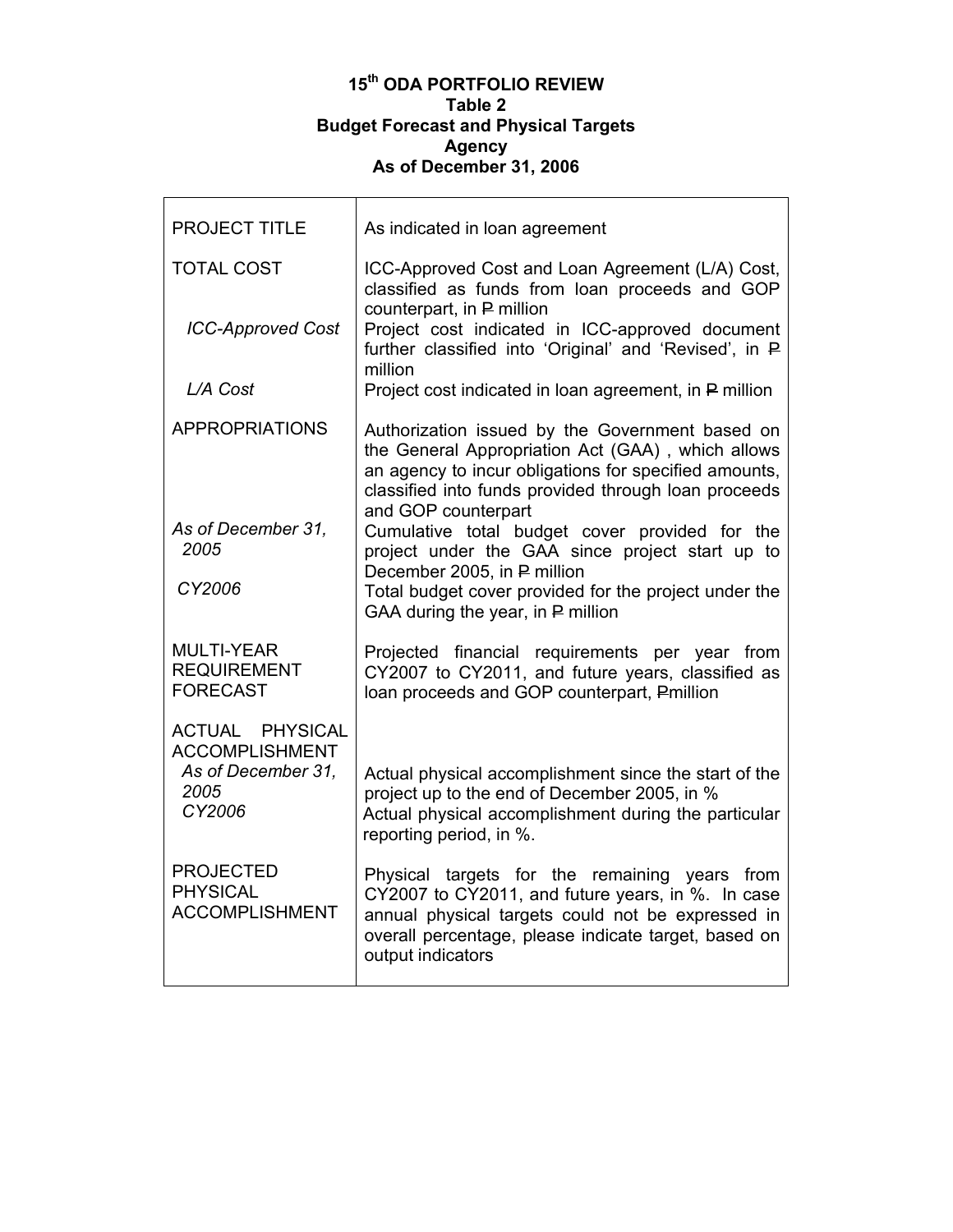**15th ODA PORTFOLIO REVIEW**
**Table 2**
**Budget Forecast and Physical Targets**
**Agency**
**As of December 31, 2006**

| | |
|---|---|
| PROJECT TITLE | As indicated in loan agreement |
| TOTAL COST | ICC-Approved Cost and Loan Agreement (L/A) Cost, classified as funds from loan proceeds and GOP counterpart, in ₱ million |
| *ICC-Approved Cost* | Project cost indicated in ICC-approved document further classified into 'Original' and 'Revised', in ₱ million |
| *L/A Cost* | Project cost indicated in loan agreement, in ₱ million |
| APPROPRIATIONS | Authorization issued by the Government based on the General Appropriation Act (GAA) , which allows an agency to incur obligations for specified amounts, classified into funds provided through loan proceeds and GOP counterpart |
| *As of December 31, 2005* | Cumulative total budget cover provided for the project under the GAA since project start up to December 2005, in ₱ million |
| *CY2006* | Total budget cover provided for the project under the GAA during the year, in ₱ million |
| MULTI-YEAR REQUIREMENT FORECAST | Projected financial requirements per year from CY2007 to CY2011, and future years, classified as loan proceeds and GOP counterpart, ₱million |
| ACTUAL PHYSICAL ACCOMPLISHMENT | |
| *As of December 31, 2005* | Actual physical accomplishment since the start of the project up to the end of December 2005, in % |
| *CY2006* | Actual physical accomplishment during the particular reporting period, in %. |
| PROJECTED PHYSICAL ACCOMPLISHMENT | Physical targets for the remaining years from CY2007 to CY2011, and future years, in %. In case annual physical targets could not be expressed in overall percentage, please indicate target, based on output indicators |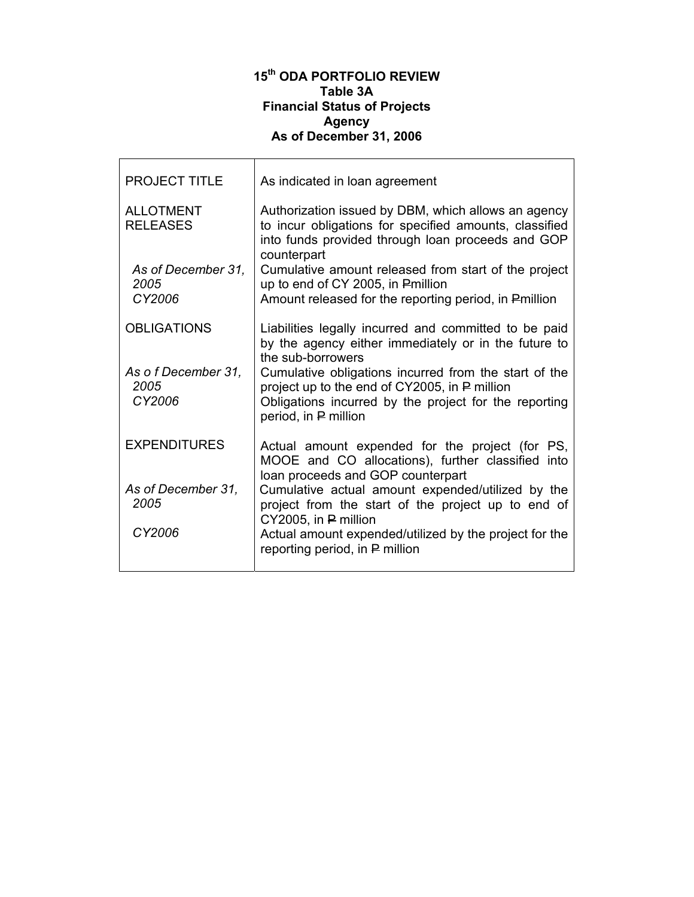**15th ODA PORTFOLIO REVIEW**
**Table 3A**
**Financial Status of Projects**
**Agency**
**As of December 31, 2006**

| | |
|---|---|
| PROJECT TITLE | As indicated in loan agreement |
| ALLOTMENT RELEASES | Authorization issued by DBM, which allows an agency to incur obligations for specified amounts, classified into funds provided through loan proceeds and GOP counterpart |
| *As of December 31, 2005* | Cumulative amount released from start of the project up to end of CY 2005, in ₱million |
| *CY2006* | Amount released for the reporting period, in ₱million |
| OBLIGATIONS | Liabilities legally incurred and committed to be paid by the agency either immediately or in the future to the sub-borrowers |
| *As o f December 31, 2005* | Cumulative obligations incurred from the start of the project up to the end of CY2005, in ₱ million |
| *CY2006* | Obligations incurred by the project for the reporting period, in ₱ million |
| EXPENDITURES | Actual amount expended for the project (for PS, MOOE and CO allocations), further classified into loan proceeds and GOP counterpart |
| *As of December 31, 2005* | Cumulative actual amount expended/utilized by the project from the start of the project up to end of CY2005, in ₱ million |
| *CY2006* | Actual amount expended/utilized by the project for the reporting period, in ₱ million |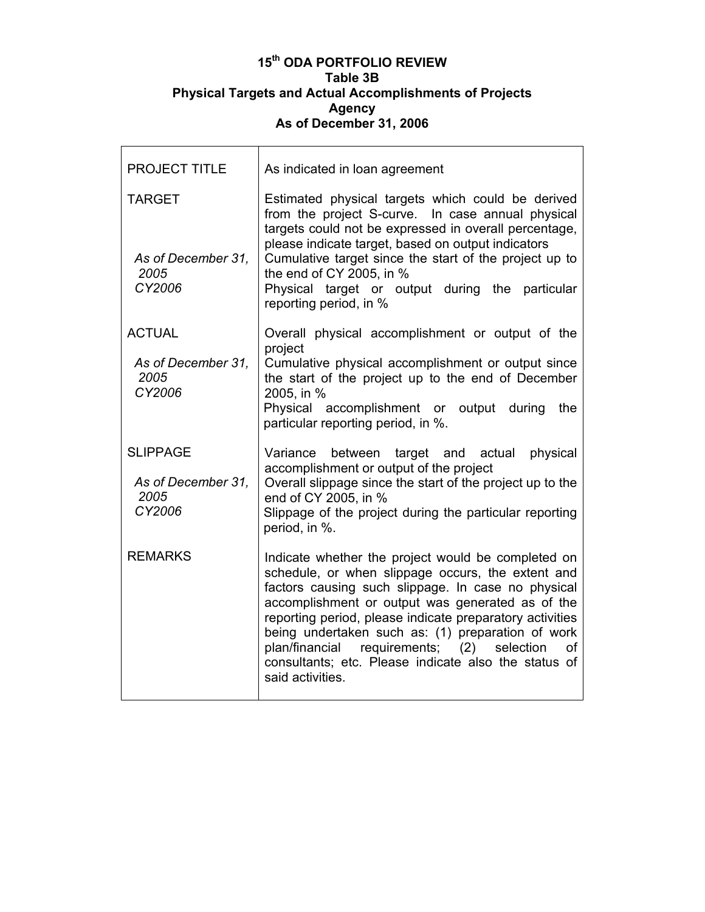# 15th ODA PORTFOLIO REVIEW
## Table 3B
## Physical Targets and Actual Accomplishments of Projects
## Agency
## As of December 31, 2006

| | |
|---|---|
| PROJECT TITLE | As indicated in loan agreement |
| TARGET | Estimated physical targets which could be derived from the project S-curve. In case annual physical targets could not be expressed in overall percentage, please indicate target, based on output indicators |
| *As of December 31, 2005* | Cumulative target since the start of the project up to the end of CY 2005, in % |
| *CY2006* | Physical target or output during the particular reporting period, in % |
| ACTUAL | Overall physical accomplishment or output of the project |
| *As of December 31, 2005* | Cumulative physical accomplishment or output since the start of the project up to the end of December 2005, in % |
| *CY2006* | Physical accomplishment or output during the particular reporting period, in %. |
| SLIPPAGE | Variance between target and actual physical accomplishment or output of the project |
| *As of December 31, 2005* | Overall slippage since the start of the project up to the end of CY 2005, in % |
| *CY2006* | Slippage of the project during the particular reporting period, in %. |
| REMARKS | Indicate whether the project would be completed on schedule, or when slippage occurs, the extent and factors causing such slippage. In case no physical accomplishment or output was generated as of the reporting period, please indicate preparatory activities being undertaken such as: (1) preparation of work plan/financial requirements; (2) selection of consultants; etc. Please indicate also the status of said activities. |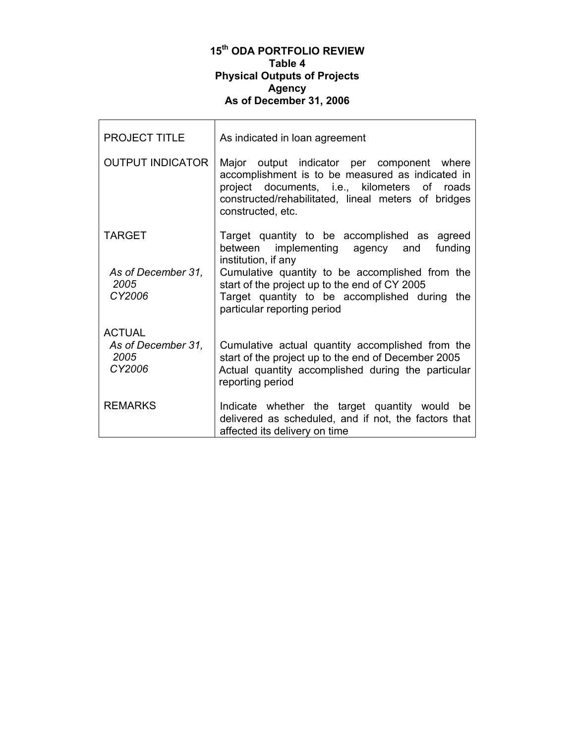**15th ODA PORTFOLIO REVIEW**
**Table 4**
**Physical Outputs of Projects**
**Agency**
**As of December 31, 2006**

| | |
|---|---|
| PROJECT TITLE | As indicated in loan agreement |
| OUTPUT INDICATOR | Major output indicator per component where accomplishment is to be measured as indicated in project documents, i.e., kilometers of roads constructed/rehabilitated, lineal meters of bridges constructed, etc. |
| TARGET | Target quantity to be accomplished as agreed between implementing agency and funding institution, if any |
| *As of December 31, 2005* | Cumulative quantity to be accomplished from the start of the project up to the end of CY 2005 |
| *CY2006* | Target quantity to be accomplished during the particular reporting period |
| ACTUAL | |
| *As of December 31, 2005* | Cumulative actual quantity accomplished from the start of the project up to the end of December 2005 |
| *CY2006* | Actual quantity accomplished during the particular reporting period |
| REMARKS | Indicate whether the target quantity would be delivered as scheduled, and if not, the factors that affected its delivery on time |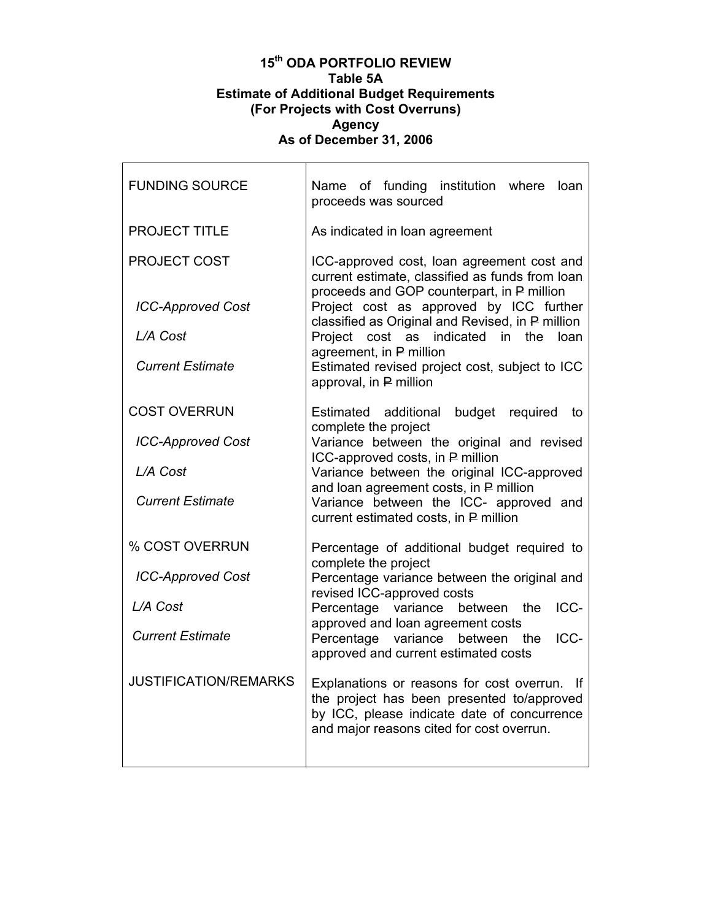**15th ODA PORTFOLIO REVIEW**
**Table 5A**
**Estimate of Additional Budget Requirements**
**(For Projects with Cost Overruns)**
**Agency**
**As of December 31, 2006**

| | |
|---|---|
| FUNDING SOURCE | Name of funding institution where loan proceeds was sourced |
| PROJECT TITLE | As indicated in loan agreement |
| PROJECT COST | ICC-approved cost, loan agreement cost and current estimate, classified as funds from loan proceeds and GOP counterpart, in ₱ million |
| *ICC-Approved Cost* | Project cost as approved by ICC further classified as Original and Revised, in ₱ million |
| *L/A Cost* | Project cost as indicated in the loan agreement, in ₱ million |
| *Current Estimate* | Estimated revised project cost, subject to ICC approval, in ₱ million |
| COST OVERRUN | Estimated additional budget required to complete the project |
| *ICC-Approved Cost* | Variance between the original and revised ICC-approved costs, in ₱ million |
| *L/A Cost* | Variance between the original ICC-approved and loan agreement costs, in ₱ million |
| *Current Estimate* | Variance between the ICC- approved and current estimated costs, in ₱ million |
| % COST OVERRUN | Percentage of additional budget required to complete the project |
| *ICC-Approved Cost* | Percentage variance between the original and revised ICC-approved costs |
| *L/A Cost* | Percentage variance between the ICC-approved and loan agreement costs |
| *Current Estimate* | Percentage variance between the ICC-approved and current estimated costs |
| JUSTIFICATION/REMARKS | Explanations or reasons for cost overrun. If the project has been presented to/approved by ICC, please indicate date of concurrence and major reasons cited for cost overrun. |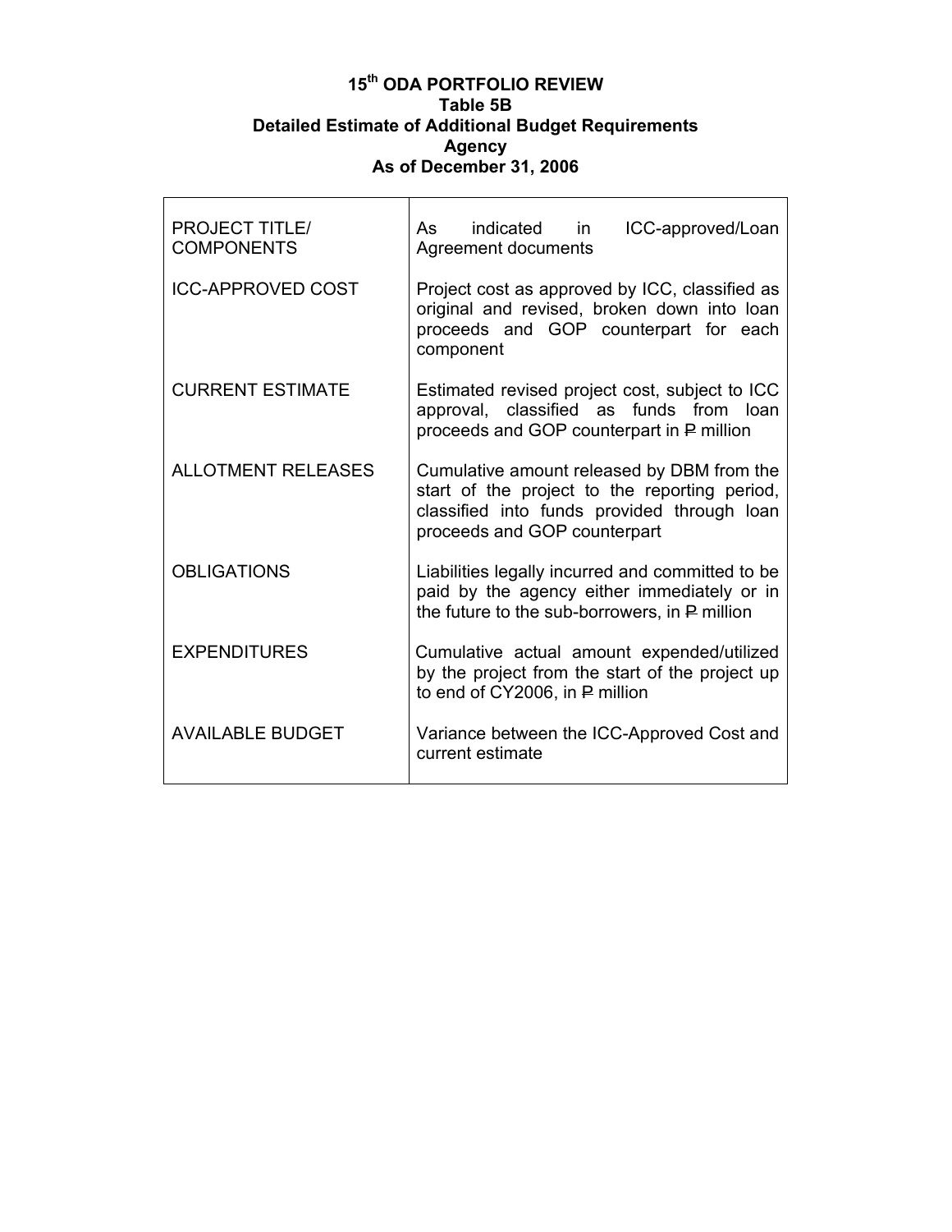**15th ODA PORTFOLIO REVIEW**
**Table 5B**
**Detailed Estimate of Additional Budget Requirements**
**Agency**
**As of December 31, 2006**

| | |
|---|---|
| PROJECT TITLE/ COMPONENTS | As indicated in ICC-approved/Loan Agreement documents |
| ICC-APPROVED COST | Project cost as approved by ICC, classified as original and revised, broken down into loan proceeds and GOP counterpart for each component |
| CURRENT ESTIMATE | Estimated revised project cost, subject to ICC approval, classified as funds from loan proceeds and GOP counterpart in ₱ million |
| ALLOTMENT RELEASES | Cumulative amount released by DBM from the start of the project to the reporting period, classified into funds provided through loan proceeds and GOP counterpart |
| OBLIGATIONS | Liabilities legally incurred and committed to be paid by the agency either immediately or in the future to the sub-borrowers, in ₱ million |
| EXPENDITURES | Cumulative actual amount expended/utilized by the project from the start of the project up to end of CY2006, in ₱ million |
| AVAILABLE BUDGET | Variance between the ICC-Approved Cost and current estimate |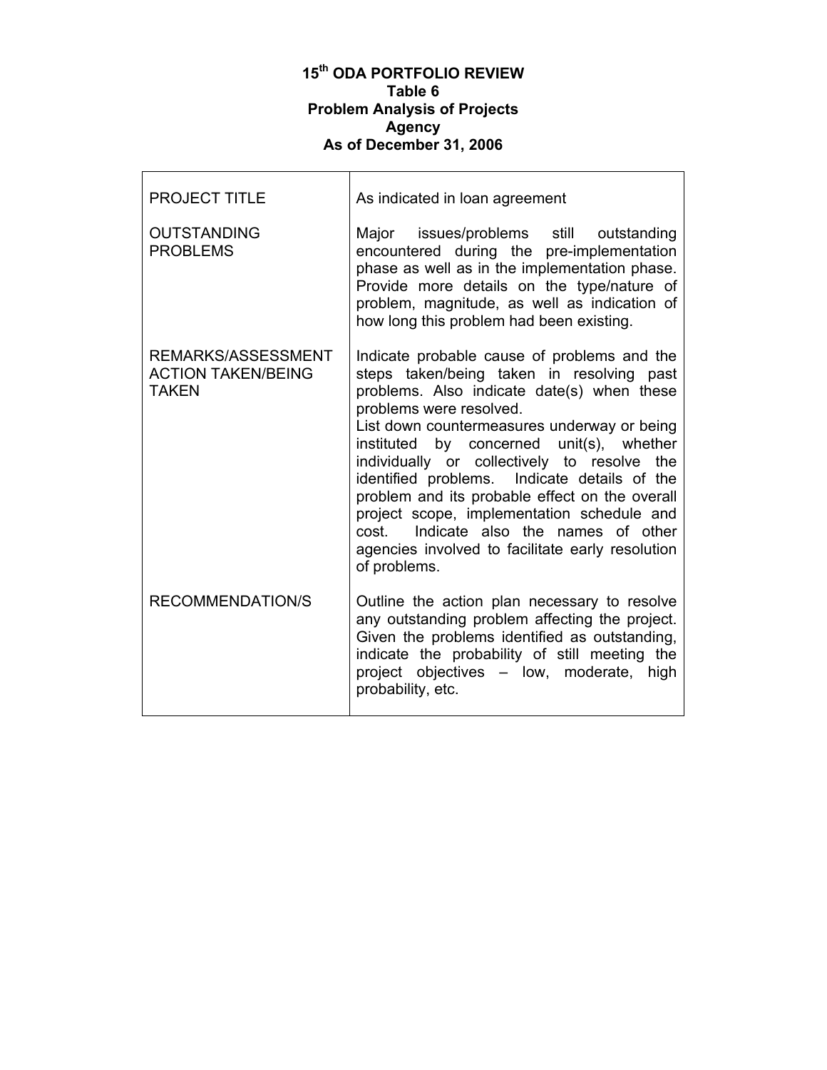**15th ODA PORTFOLIO REVIEW**
**Table 6**
**Problem Analysis of Projects**
**Agency**
**As of December 31, 2006**

| | |
|---|---|
| PROJECT TITLE | As indicated in loan agreement |
| OUTSTANDING PROBLEMS | Major issues/problems still outstanding encountered during the pre-implementation phase as well as in the implementation phase. Provide more details on the type/nature of problem, magnitude, as well as indication of how long this problem had been existing. |
| REMARKS/ASSESSMENT ACTION TAKEN/BEING TAKEN | Indicate probable cause of problems and the steps taken/being taken in resolving past problems. Also indicate date(s) when these problems were resolved.<br>List down countermeasures underway or being instituted by concerned unit(s), whether individually or collectively to resolve the identified problems. Indicate details of the problem and its probable effect on the overall project scope, implementation schedule and cost. Indicate also the names of other agencies involved to facilitate early resolution of problems. |
| RECOMMENDATION/S | Outline the action plan necessary to resolve any outstanding problem affecting the project. Given the problems identified as outstanding, indicate the probability of still meeting the project objectives – low, moderate, high probability, etc. |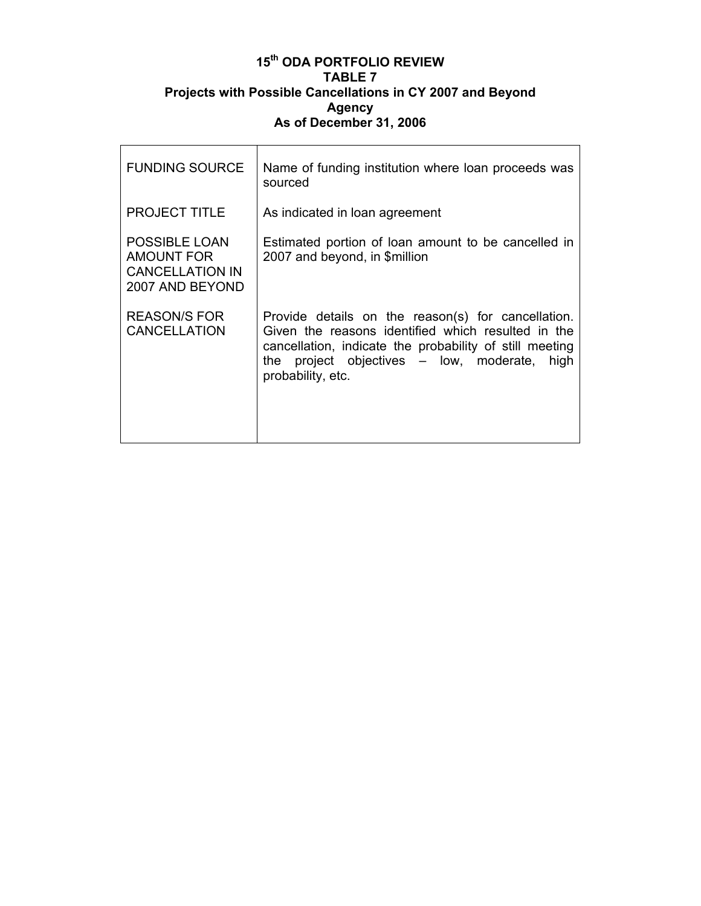**15th ODA PORTFOLIO REVIEW**
**TABLE 7**
**Projects with Possible Cancellations in CY 2007 and Beyond**
**Agency**
**As of December 31, 2006**

| | |
|---|---|
| FUNDING SOURCE | Name of funding institution where loan proceeds was sourced |
| PROJECT TITLE | As indicated in loan agreement |
| POSSIBLE LOAN AMOUNT FOR CANCELLATION IN 2007 AND BEYOND | Estimated portion of loan amount to be cancelled in 2007 and beyond, in $million |
| REASON/S FOR CANCELLATION | Provide details on the reason(s) for cancellation. Given the reasons identified which resulted in the cancellation, indicate the probability of still meeting the project objectives – low, moderate, high probability, etc. |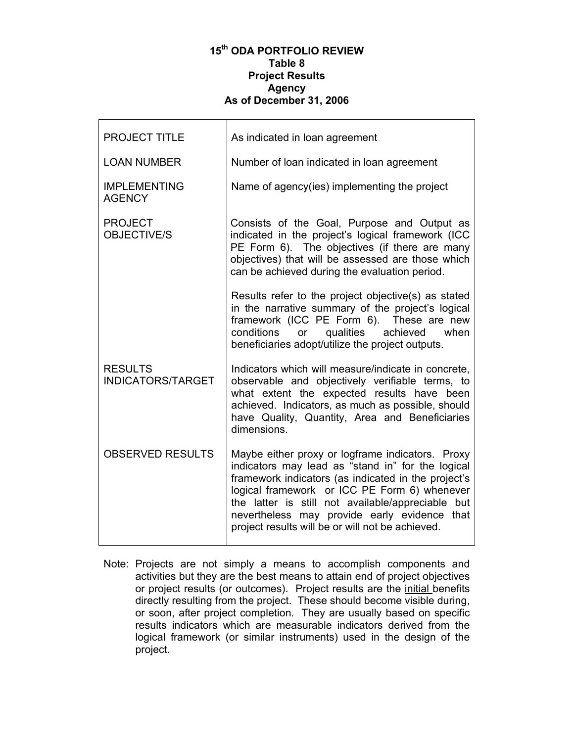# 15th ODA PORTFOLIO REVIEW
## Table 8
## Project Results
## Agency
## As of December 31, 2006

| | |
|---|---|
| PROJECT TITLE | As indicated in loan agreement |
| LOAN NUMBER | Number of loan indicated in loan agreement |
| IMPLEMENTING AGENCY | Name of agency(ies) implementing the project |
| PROJECT OBJECTIVE/S | Consists of the Goal, Purpose and Output as indicated in the project's logical framework (ICC PE Form 6). The objectives (if there are many objectives) that will be assessed are those which can be achieved during the evaluation period.<br><br>Results refer to the project objective(s) as stated in the narrative summary of the project's logical framework (ICC PE Form 6). These are new conditions or qualities achieved when beneficiaries adopt/utilize the project outputs. |
| RESULTS INDICATORS/TARGET | Indicators which will measure/indicate in concrete, observable and objectively verifiable terms, to what extent the expected results have been achieved. Indicators, as much as possible, should have Quality, Quantity, Area and Beneficiaries dimensions. |
| OBSERVED RESULTS | Maybe either proxy or logframe indicators. Proxy indicators may lead as "stand in" for the logical framework indicators (as indicated in the project's logical framework or ICC PE Form 6) whenever the latter is still not available/appreciable but nevertheless may provide early evidence that project results will be or will not be achieved. |

Note: Projects are not simply a means to accomplish components and activities but they are the best means to attain end of project objectives or project results (or outcomes). Project results are the initial benefits directly resulting from the project. These should become visible during, or soon, after project completion. They are usually based on specific results indicators which are measurable indicators derived from the logical framework (or similar instruments) used in the design of the project.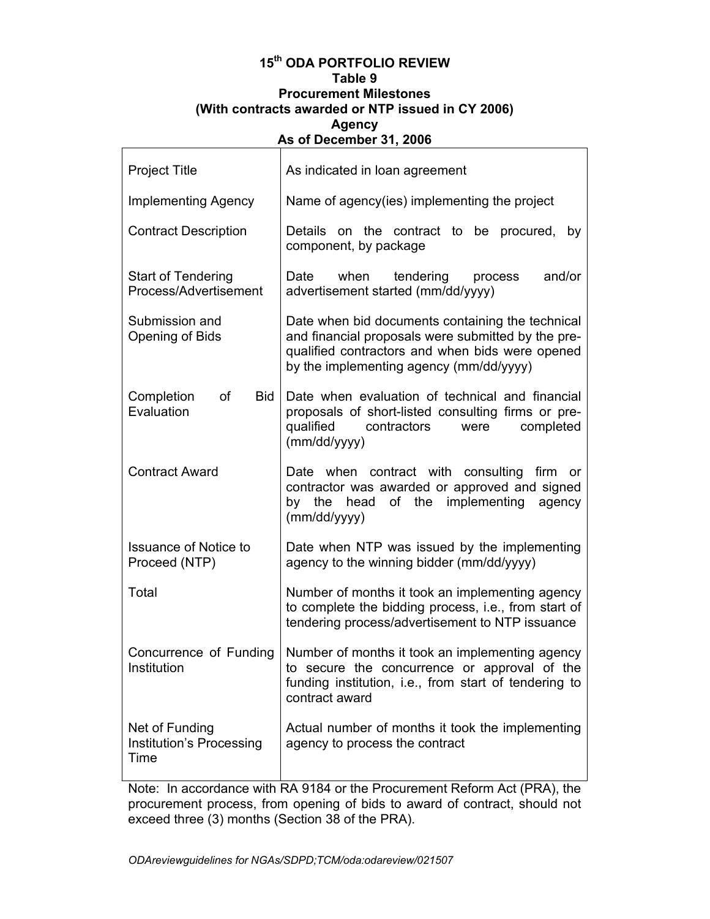# 15th ODA PORTFOLIO REVIEW
## Table 9
## Procurement Milestones
## (With contracts awarded or NTP issued in CY 2006)
## Agency
## As of December 31, 2006

| | |
|---|---|
| Project Title | As indicated in loan agreement |
| Implementing Agency | Name of agency(ies) implementing the project |
| Contract Description | Details on the contract to be procured, by component, by package |
| Start of Tendering Process/Advertisement | Date when tendering process and/or advertisement started (mm/dd/yyyy) |
| Submission and Opening of Bids | Date when bid documents containing the technical and financial proposals were submitted by the pre-qualified contractors and when bids were opened by the implementing agency (mm/dd/yyyy) |
| Completion of Bid Evaluation | Date when evaluation of technical and financial proposals of short-listed consulting firms or pre-qualified contractors were completed (mm/dd/yyyy) |
| Contract Award | Date when contract with consulting firm or contractor was awarded or approved and signed by the head of the implementing agency (mm/dd/yyyy) |
| Issuance of Notice to Proceed (NTP) | Date when NTP was issued by the implementing agency to the winning bidder (mm/dd/yyyy) |
| Total | Number of months it took an implementing agency to complete the bidding process, i.e., from start of tendering process/advertisement to NTP issuance |
| Concurrence of Funding Institution | Number of months it took an implementing agency to secure the concurrence or approval of the funding institution, i.e., from start of tendering to contract award |
| Net of Funding Institution's Processing Time | Actual number of months it took the implementing agency to process the contract |

Note: In accordance with RA 9184 or the Procurement Reform Act (PRA), the procurement process, from opening of bids to award of contract, should not exceed three (3) months (Section 38 of the PRA).